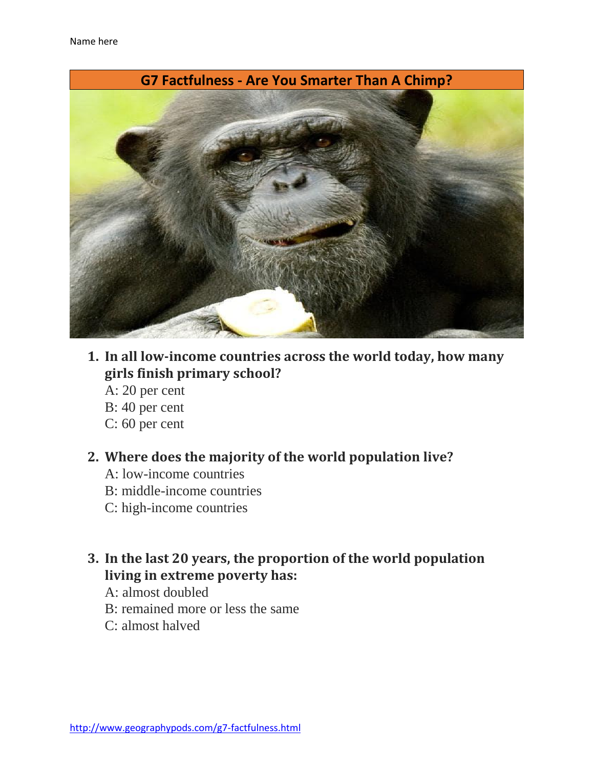Name here

# G7 Factfulness - Are You Smarter Than A Chimp?

1. **In all low-income countries across the world today, how many girls finish primary school?**
   A: 20 per cent
   B: 40 per cent
   C: 60 per cent

2. **Where does the majority of the world population live?**
   A: low-income countries
   B: middle-income countries
   C: high-income countries

3. **In the last 20 years, the proportion of the world population living in extreme poverty has:**
   A: almost doubled
   B: remained more or less the same
   C: almost halved

http://www.geographypods.com/g7-factfulness.html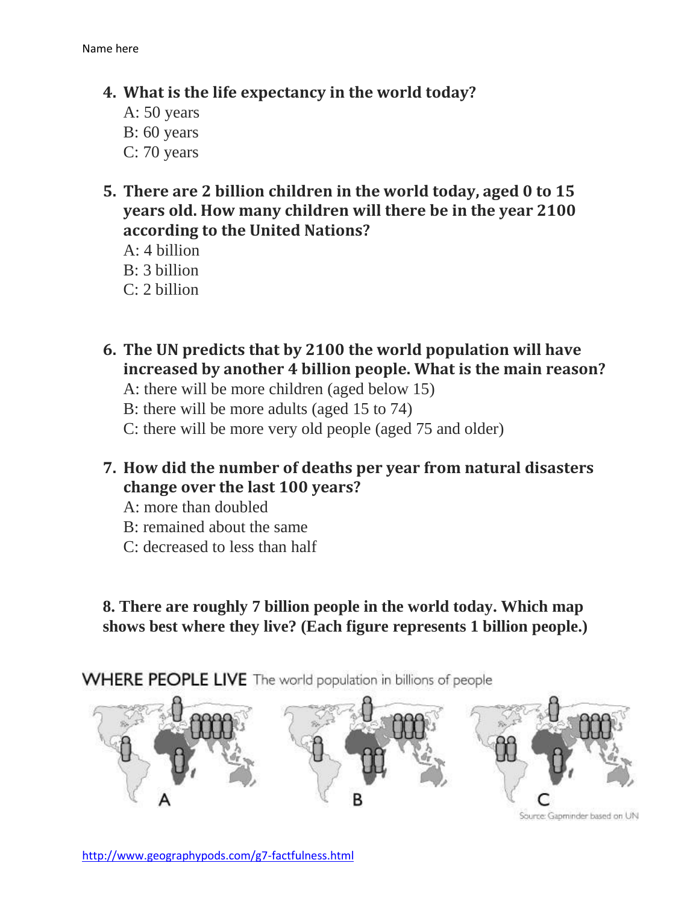Name here

4. **What is the life expectancy in the world today?**
   A: 50 years
   B: 60 years
   C: 70 years

5. **There are 2 billion children in the world today, aged 0 to 15 years old. How many children will there be in the year 2100 according to the United Nations?**
   A: 4 billion
   B: 3 billion
   C: 2 billion

6. **The UN predicts that by 2100 the world population will have increased by another 4 billion people. What is the main reason?**
   A: there will be more children (aged below 15)
   B: there will be more adults (aged 15 to 74)
   C: there will be more very old people (aged 75 and older)

7. **How did the number of deaths per year from natural disasters change over the last 100 years?**
   A: more than doubled
   B: remained about the same
   C: decreased to less than half

**8. There are roughly 7 billion people in the world today. Which map shows best where they live? (Each figure represents 1 billion people.)**

WHERE PEOPLE LIVE The world population in billions of people

A B C

Source: Gapminder based on UN

http://www.geographypods.com/g7-factfulness.html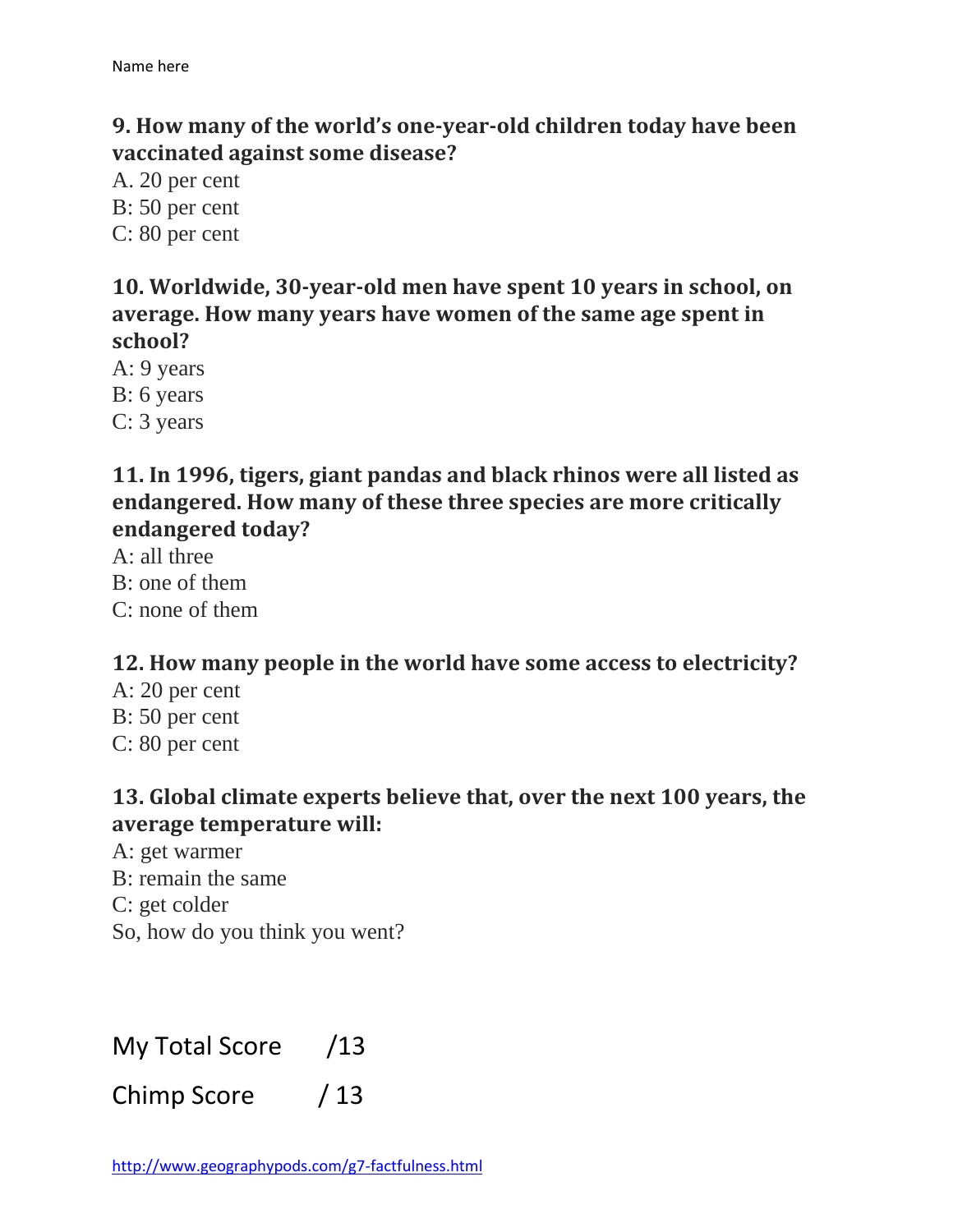Name here

**9. How many of the world's one-year-old children today have been vaccinated against some disease?**

A. 20 per cent

B: 50 per cent

C: 80 per cent

**10. Worldwide, 30-year-old men have spent 10 years in school, on average. How many years have women of the same age spent in school?**

A: 9 years

B: 6 years

C: 3 years

**11. In 1996, tigers, giant pandas and black rhinos were all listed as endangered. How many of these three species are more critically endangered today?**

A: all three

B: one of them

C: none of them

**12. How many people in the world have some access to electricity?**

A: 20 per cent

B: 50 per cent

C: 80 per cent

**13. Global climate experts believe that, over the next 100 years, the average temperature will:**

A: get warmer

B: remain the same

C: get colder

So, how do you think you went?

My Total Score /13

Chimp Score / 13

http://www.geographypods.com/g7-factfulness.html